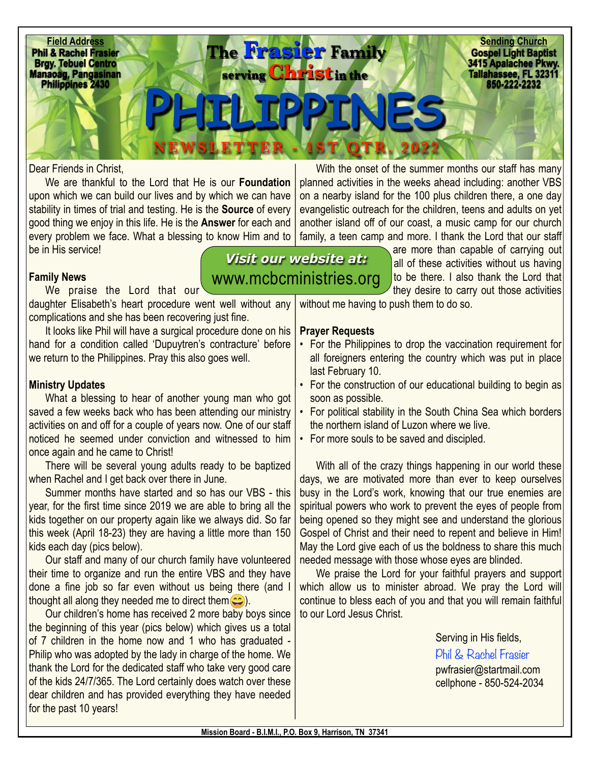**Field Address**
**Phil & Rachel Frasier**
**Brgy. Tebuel Centro**
**Manaoag, Pangasinan**
**Philippines 2430**

# The Frasier Family serving Christ in the PHILIPPINES

## NEWSLETTER - 1ST QTR. 2022

**Sending Church**
**Gospel Light Baptist**
**3415 Apalachee Pkwy.**
**Tallahassee, FL 32311**
**850-222-2232**

Dear Friends in Christ,

We are thankful to the Lord that He is our **Foundation** upon which we can build our lives and by which we can have stability in times of trial and testing. He is the **Source** of every good thing we enjoy in this life. He is the **Answer** for each and every problem we face. What a blessing to know Him and to be in His service!

**Family News**

We praise the Lord that our daughter Elisabeth's heart procedure went well without any complications and she has been recovering just fine.

It looks like Phil will have a surgical procedure done on his hand for a condition called 'Dupuytren's contracture' before we return to the Philippines. Pray this also goes well.

**Ministry Updates**

What a blessing to hear of another young man who got saved a few weeks back who has been attending our ministry activities on and off for a couple of years now. One of our staff noticed he seemed under conviction and witnessed to him once again and he came to Christ!

There will be several young adults ready to be baptized when Rachel and I get back over there in June.

Summer months have started and so has our VBS - this year, for the first time since 2019 we are able to bring all the kids together on our property again like we always did. So far this week (April 18-23) they are having a little more than 150 kids each day (pics below).

Our staff and many of our church family have volunteered their time to organize and run the entire VBS and they have done a fine job so far even without us being there (and I thought all along they needed me to direct them😄).

Our children's home has received 2 more baby boys since the beginning of this year (pics below) which gives us a total of 7 children in the home now and 1 who has graduated - Philip who was adopted by the lady in charge of the home. We thank the Lord for the dedicated staff who take very good care of the kids 24/7/365. The Lord certainly does watch over these dear children and has provided everything they have needed for the past 10 years!

*Visit our website at:*
www.mcbcministries.org

With the onset of the summer months our staff has many planned activities in the weeks ahead including: another VBS on a nearby island for the 100 plus children there, a one day evangelistic outreach for the children, teens and adults on yet another island off of our coast, a music camp for our church family, a teen camp and more. I thank the Lord that our staff are more than capable of carrying out all of these activities without us having to be there. I also thank the Lord that they desire to carry out those activities without me having to push them to do so.

**Prayer Requests**

- For the Philippines to drop the vaccination requirement for all foreigners entering the country which was put in place last February 10.
- For the construction of our educational building to begin as soon as possible.
- For political stability in the South China Sea which borders the northern island of Luzon where we live.
- For more souls to be saved and discipled.

With all of the crazy things happening in our world these days, we are motivated more than ever to keep ourselves busy in the Lord's work, knowing that our true enemies are spiritual powers who work to prevent the eyes of people from being opened so they might see and understand the glorious Gospel of Christ and their need to repent and believe in Him! May the Lord give each of us the boldness to share this much needed message with those whose eyes are blinded.

We praise the Lord for your faithful prayers and support which allow us to minister abroad. We pray the Lord will continue to bless each of you and that you will remain faithful to our Lord Jesus Christ.

Serving in His fields,
Phil & Rachel Frasier
pwfrasier@startmail.com
cellphone - 850-524-2034

Mission Board - B.I.M.I., P.O. Box 9, Harrison, TN 37341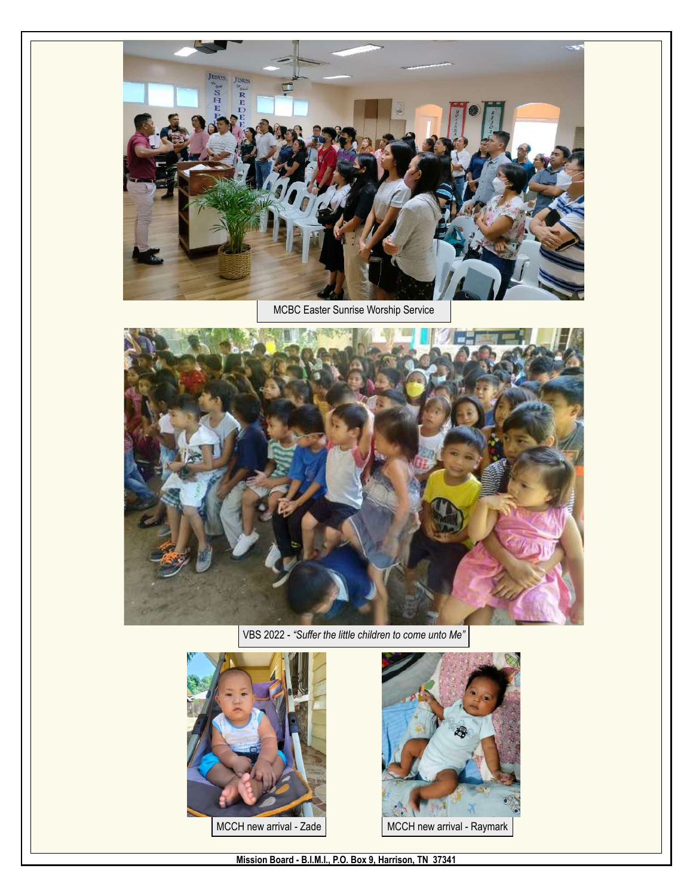MCBC Easter Sunrise Worship Service

VBS 2022 - *"Suffer the little children to come unto Me"*

MCCH new arrival - Zade

MCCH new arrival - Raymark

**Mission Board - B.I.M.I., P.O. Box 9, Harrison, TN 37341**